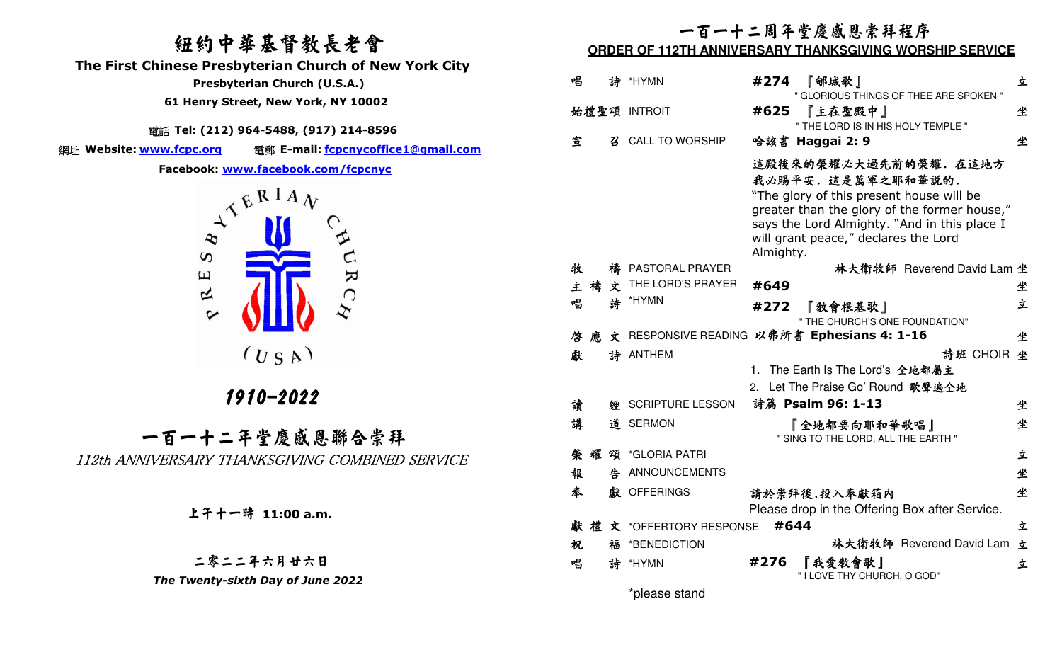# 紐約中華基督教長老會

## The First Chinese Presbyterian Church of New York City

**Presbyterian Church (U.S.A.)**

**61 Henry Street, New York, NY 10002**

電話 **Tel: (212) 964-5488, (917) 214-8596**

網址 **Website: www.fcpc.org** 電郵 **E-mail: fcpcnycoffice1@gmail.com**

**Facebook: www.facebook.com/fcpcnyc**

PRESBYTERIAN CHURCH (USA)

***1910-2022***

## 一百一十二年堂慶感恩聯合崇拜

*112th ANNIVERSARY THANKSGIVING COMBINED SERVICE*

**上午十一時 11:00 a.m.**

**二零二二年六月廿六日**

***The Twenty-sixth Day of June 2022***

## 一百一十二周年堂慶感恩崇拜程序

**ORDER OF 112TH ANNIVERSARY THANKSGIVING WORSHIP SERVICE**

| | | | |
|---|---|---|---|
| 唱詩 | *HYMN | **#274** 『郇城歌』 " GLORIOUS THINGS OF THEE ARE SPOKEN " | 立 |
| 始禮聖頌 | INTROIT | **#625** 『主在聖殿中』 " THE LORD IS IN HIS HOLY TEMPLE " | 坐 |
| 宣召 | CALL TO WORSHIP | 哈該書 **Haggai 2: 9** 這殿後來的榮耀必大過先前的榮耀．在這地方我必賜平安．這是萬軍之耶和華說的． “The glory of this present house will be greater than the glory of the former house,” says the Lord Almighty. “And in this place I will grant peace,” declares the Lord Almighty. | 坐 |
| 牧禱 | PASTORAL PRAYER | 林大衛牧師 Reverend David Lam | 坐 |
| 主禱文 | THE LORD'S PRAYER | **#649** | 坐 |
| 唱詩 | *HYMN | **#272** 『教會根基歌』 " THE CHURCH'S ONE FOUNDATION" | 立 |
| 啓應文 | RESPONSIVE READING | 以弗所書 **Ephesians 4: 1-16** | 坐 |
| 獻詩 | ANTHEM | 詩班 CHOIR 1. The Earth Is The Lord's 全地都屬主 2. Let The Praise Go' Round 歌聲遍全地 | 坐 |
| 讀經 | SCRIPTURE LESSON | 詩篇 **Psalm 96: 1-13** | 坐 |
| 講道 | SERMON | 『全地都要向耶和華歌唱』 " SING TO THE LORD, ALL THE EARTH " | 坐 |
| 榮耀頌 | *GLORIA PATRI | | 立 |
| 報告 | ANNOUNCEMENTS | | 坐 |
| 奉獻 | OFFERINGS | 請於崇拜後,投入奉獻箱內 Please drop in the Offering Box after Service. | 坐 |
| 獻禮文 | *OFFERTORY RESPONSE | **#644** | 立 |
| 祝福 | *BENEDICTION | 林大衛牧師 Reverend David Lam | 立 |
| 唱詩 | *HYMN | **#276** 『我愛教會歌』 " I LOVE THY CHURCH, O GOD" | 立 |

*please stand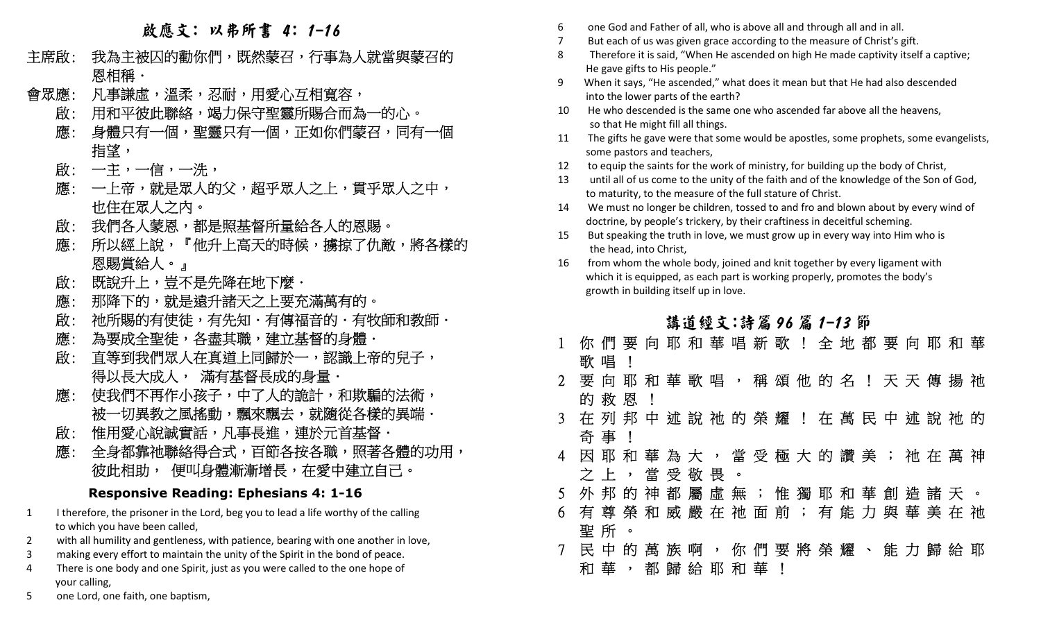## 啟應文：以弗所書 4：1-16

主席啟：我為主被囚的勸你們，既然蒙召，行事為人就當與蒙召的恩相稱．

會眾應：凡事謙虛，溫柔，忍耐，用愛心互相寬容，

啟：用和平彼此聯絡，竭力保守聖靈所賜合而為一的心。

應：身體只有一個，聖靈只有一個，正如你們蒙召，同有一個指望，

啟：一主，一信，一洗，

應：一上帝，就是眾人的父，超乎眾人之上，貫乎眾人之中，也住在眾人之內。

啟：我們各人蒙恩，都是照基督所量給各人的恩賜。

應：所以經上說，『他升上高天的時候，擄掠了仇敵，將各樣的恩賜賞給人。』

啟：既說升上，豈不是先降在地下麼．

應：那降下的，就是遠升諸天之上要充滿萬有的。

啟：祂所賜的有使徒，有先知．有傳福音的．有牧師和教師．

應：為要成全聖徒，各盡其職，建立基督的身體．

啟：直等到我們眾人在真道上同歸於一，認識上帝的兒子，得以長大成人， 滿有基督長成的身量．

應：使我們不再作小孩子，中了人的詭計，和欺騙的法術，被一切異教之風搖動，飄來飄去，就隨從各樣的異端．

啟：惟用愛心說誠實話，凡事長進，連於元首基督．

應：全身都靠祂聯絡得合式，百節各按各職，照著各體的功用，彼此相助， 便叫身體漸漸增長，在愛中建立自己。

### Responsive Reading: Ephesians 4: 1-16

1 I therefore, the prisoner in the Lord, beg you to lead a life worthy of the calling to which you have been called,
2 with all humility and gentleness, with patience, bearing with one another in love,
3 making every effort to maintain the unity of the Spirit in the bond of peace.
4 There is one body and one Spirit, just as you were called to the one hope of your calling,
5 one Lord, one faith, one baptism,
6 one God and Father of all, who is above all and through all and in all.
7 But each of us was given grace according to the measure of Christ's gift.
8 Therefore it is said, "When He ascended on high He made captivity itself a captive; He gave gifts to His people."
9 When it says, "He ascended," what does it mean but that He had also descended into the lower parts of the earth?
10 He who descended is the same one who ascended far above all the heavens, so that He might fill all things.
11 The gifts he gave were that some would be apostles, some prophets, some evangelists, some pastors and teachers,
12 to equip the saints for the work of ministry, for building up the body of Christ,
13 until all of us come to the unity of the faith and of the knowledge of the Son of God, to maturity, to the measure of the full stature of Christ.
14 We must no longer be children, tossed to and fro and blown about by every wind of doctrine, by people's trickery, by their craftiness in deceitful scheming.
15 But speaking the truth in love, we must grow up in every way into Him who is the head, into Christ,
16 from whom the whole body, joined and knit together by every ligament with which it is equipped, as each part is working properly, promotes the body's growth in building itself up in love.

## 講道經文：詩篇 96 篇 1-13 節

1 你們要向耶和華唱新歌！全地都要向耶和華歌唱！
2 要向耶和華歌唱，稱頌他的名！天天傳揚祂的救恩！
3 在列邦中述說祂的榮耀！在萬民中述說祂的奇事！
4 因耶和華為大，當受極大的讚美；祂在萬神之上，當受敬畏。
5 外邦的神都屬虛無；惟獨耶和華創造諸天。
6 有尊榮和威嚴在祂面前；有能力與華美在祂聖所。
7 民中的萬族啊，你們要將榮耀、能力歸給耶和華，都歸給耶和華！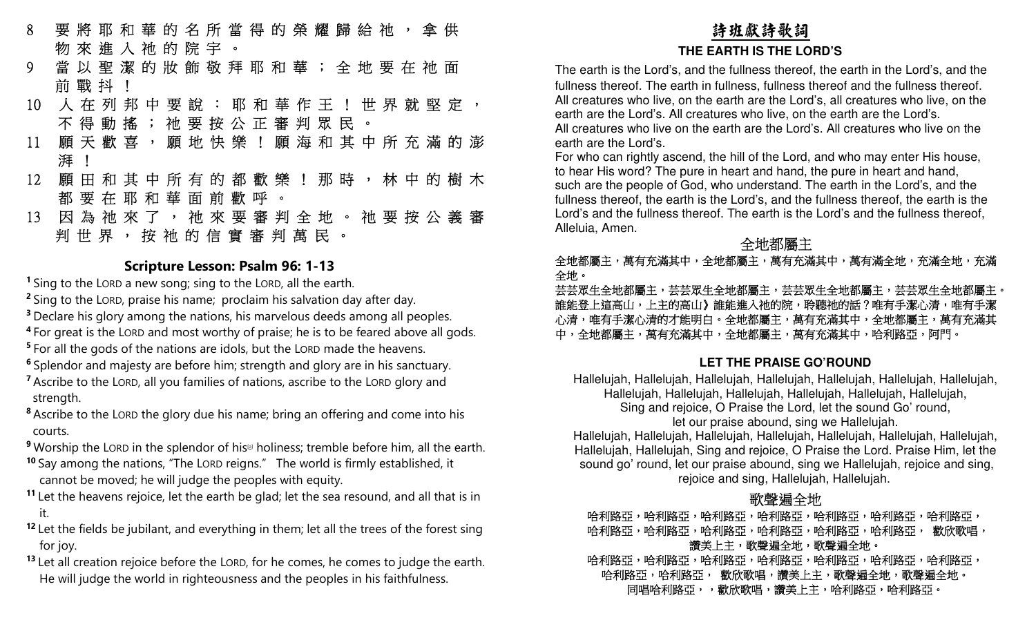8 要將耶和華的名所當得的榮耀歸給祂，拿供物來進入祂的院宇。
9 當以聖潔的妝飾敬拜耶和華；全地要在祂面前戰抖！
10 人在列邦中要說：耶和華作王！世界就堅定，不得動搖；祂要按公正審判眾民。
11 願天歡喜，願地快樂！願海和其中所充滿的澎湃！
12 願田和其中所有的都歡樂！那時，林中的樹木都要在耶和華面前歡呼。
13 因為祂來了，祂來要審判全地。祂要按公義審判世界，按祂的信實審判萬民。

### Scripture Lesson: Psalm 96: 1-13

[1] Sing to the LORD a new song; sing to the LORD, all the earth.
[2] Sing to the LORD, praise his name; proclaim his salvation day after day.
[3] Declare his glory among the nations, his marvelous deeds among all peoples.
[4] For great is the LORD and most worthy of praise; he is to be feared above all gods.
[5] For all the gods of the nations are idols, but the LORD made the heavens.
[6] Splendor and majesty are before him; strength and glory are in his sanctuary.
[7] Ascribe to the LORD, all you families of nations, ascribe to the LORD glory and strength.
[8] Ascribe to the LORD the glory due his name; bring an offering and come into his courts.
[9] Worship the LORD in the splendor of his[a] holiness; tremble before him, all the earth.
[10] Say among the nations, "The LORD reigns." The world is firmly established, it cannot be moved; he will judge the peoples with equity.
[11] Let the heavens rejoice, let the earth be glad; let the sea resound, and all that is in it.
[12] Let the fields be jubilant, and everything in them; let all the trees of the forest sing for joy.
[13] Let all creation rejoice before the LORD, for he comes, he comes to judge the earth. He will judge the world in righteousness and the peoples in his faithfulness.

## 詩班獻詩歌詞

### THE EARTH IS THE LORD'S

The earth is the Lord's, and the fullness thereof, the earth in the Lord's, and the fullness thereof. The earth in fullness, fullness thereof and the fullness thereof. All creatures who live, on the earth are the Lord's, all creatures who live, on the earth are the Lord's. All creatures who live, on the earth are the Lord's.
All creatures who live on the earth are the Lord's. All creatures who live on the earth are the Lord's.
For who can rightly ascend, the hill of the Lord, and who may enter His house, to hear His word? The pure in heart and hand, the pure in heart and hand, such are the people of God, who understand. The earth in the Lord's, and the fullness thereof, the earth is the Lord's, and the fullness thereof, the earth is the Lord's and the fullness thereof. The earth is the Lord's and the fullness thereof, Alleluia, Amen.

### 全地都屬主

全地都屬主，萬有充滿其中，全地都屬主，萬有充滿其中，萬有滿全地，充滿全地，充滿全地。
芸芸眾生全地都屬主，芸芸眾生全地都屬主，芸芸眾生全地都屬主，芸芸眾生全地都屬主。誰能登上這高山，上主的高山》誰能進入祂的院，聆聽祂的話？唯有手潔心清，唯有手潔心清，唯有手潔心清的才能明白。全地都屬主，萬有充滿其中，全地都屬主，萬有充滿其中，全地都屬主，萬有充滿其中，全地都屬主，萬有充滿其中，哈利路亞，阿門。

### LET THE PRAISE GO'ROUND

Hallelujah, Hallelujah, Hallelujah, Hallelujah, Hallelujah, Hallelujah, Hallelujah,
Hallelujah, Hallelujah, Hallelujah, Hallelujah, Hallelujah, Hallelujah,
Sing and rejoice, O Praise the Lord, let the sound Go' round,
let our praise abound, sing we Hallelujah.
Hallelujah, Hallelujah, Hallelujah, Hallelujah, Hallelujah, Hallelujah, Hallelujah,
Hallelujah, Hallelujah, Sing and rejoice, O Praise the Lord. Praise Him, let the sound go' round, let our praise abound, sing we Hallelujah, rejoice and sing, rejoice and sing, Hallelujah, Hallelujah.

### 歌聲遍全地

哈利路亞，哈利路亞，哈利路亞，哈利路亞，哈利路亞，哈利路亞，哈利路亞，
哈利路亞，哈利路亞，哈利路亞，哈利路亞，哈利路亞，哈利路亞， 歡欣歌唱，
讚美上主，歌聲遍全地，歌聲遍全地。
哈利路亞，哈利路亞，哈利路亞，哈利路亞，哈利路亞，哈利路亞，哈利路亞，
哈利路亞，哈利路亞， 歡欣歌唱，讚美上主，歌聲遍全地，歌聲遍全地。
同唱哈利路亞，，歡欣歌唱，讚美上主，哈利路亞，哈利路亞。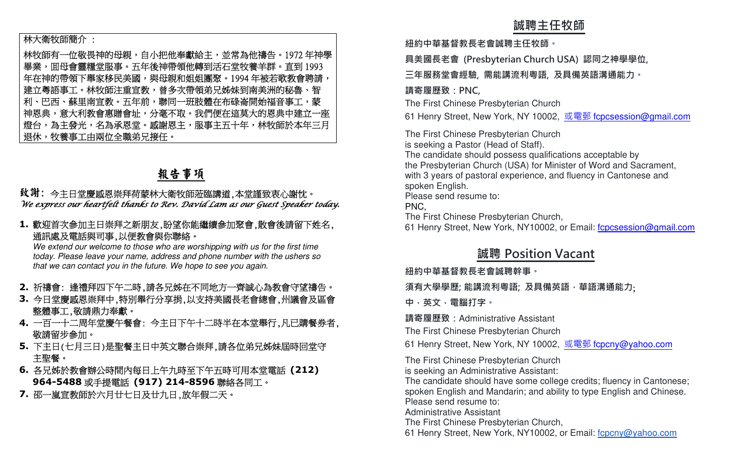林大衛牧師簡介 ：

林牧師有一位敬畏神的母親，自小把他奉獻給主，並常為他禱告。1972 年神學畢業，回母會靈糧堂服事。五年後神帶領他轉到活石堂牧養羊群。直到 1993 年在神的帶領下舉家移民美國，與母親和姐姐團聚。1994 年被若歌教會聘請，建立粵語事工。林牧師注重宣教，曾多次帶領弟兄姊妹到南美洲的秘魯、智利、巴西、蘇里南宣教。五年前，聯同一班肢體在布碌崙開始福音事工，蒙神恩典，意大利教會惠贈會址，分毫不取。我們便在這莫大的恩典中建立一座燈台，為主發光，名為承恩堂。感謝恩主，服事主五十年，林牧師於本年三月退休，牧養事工由兩位全職弟兄接任。

## 報告事項

**致謝：** 今主日堂慶感恩崇拜荷蒙林大衛牧師蒞臨講道，本堂謹致衷心謝忱。
*We express our heartfelt thanks to Rev. David Lam as our Guest Speaker today.*

1. 歡迎首次參加主日崇拜之新朋友，盼望你能繼續參加聚會，散會後請留下姓名，通訊處及電話與司事，以便教會與你聯絡。
   *We extend our welcome to those who are worshipping with us for the first time today. Please leave your name, address and phone number with the ushers so that we can contact you in the future. We hope to see you again.*
2. 祈禱會：逢禮拜四下午二時，請各兄姊在不同地方一齊誠心為教會守望禱告。
3. 今日堂慶感恩崇拜中，特別舉行分享捐，以支持美國長老會總會，州議會及區會整體事工，敬請鼎力奉獻。
4. 一百一十二周年堂慶午餐會：今主日下午十二時半在本堂舉行，凡已購餐券者，敬請留步參加。
5. 下主日(七月三日)是聖餐主日中英文聯合崇拜，請各位弟兄姊妹屆時回堂守主聖餐。
6. 各兄姊於教會辦公時間內每日上午九時至下午五時可用本堂電話 **(212) 964-5488** 或手提電話 **(917) 214-8596** 聯絡各同工。
7. 邵一嵐宣教師於六月廿七日及廿九日，放年假二天。

## 誠聘主任牧師

**紐約中華基督教長老會誠聘主任牧師。**

**具美國長老會 (Presbyterian Church USA) 認同之神學學位,**

**三年服務堂會經驗, 需能講流利粵語, 及具備英語溝通能力。**

**請寄履歷致：PNC,**

The First Chinese Presbyterian Church

61 Henry Street, New York, NY 10002, 或電郵 fcpcsession@gmail.com

The First Chinese Presbyterian Church
is seeking a Pastor (Head of Staff).
The candidate should possess qualifications acceptable by the Presbyterian Church (USA) for Minister of Word and Sacrament, with 3 years of pastoral experience, and fluency in Cantonese and spoken English.
Please send resume to:
PNC,
The First Chinese Presbyterian Church,
61 Henry Street, New York, NY10002, or Email: fcpcsession@gmail.com

## 誠聘 Position Vacant

**紐約中華基督教長老會誠聘幹事。**

**須有大學學歷; 能講流利粵語; 及具備英語，華語溝通能力;**

**中，英文，電腦打字。**

**請寄履歷致：**Administrative Assistant

The First Chinese Presbyterian Church

61 Henry Street, New York, NY 10002, 或電郵 fcpcny@yahoo.com

The First Chinese Presbyterian Church
is seeking an Administrative Assistant:
The candidate should have some college credits; fluency in Cantonese; spoken English and Mandarin; and ability to type English and Chinese.
Please send resume to:
Administrative Assistant
The First Chinese Presbyterian Church,
61 Henry Street, New York, NY10002, or Email: fcpcny@yahoo.com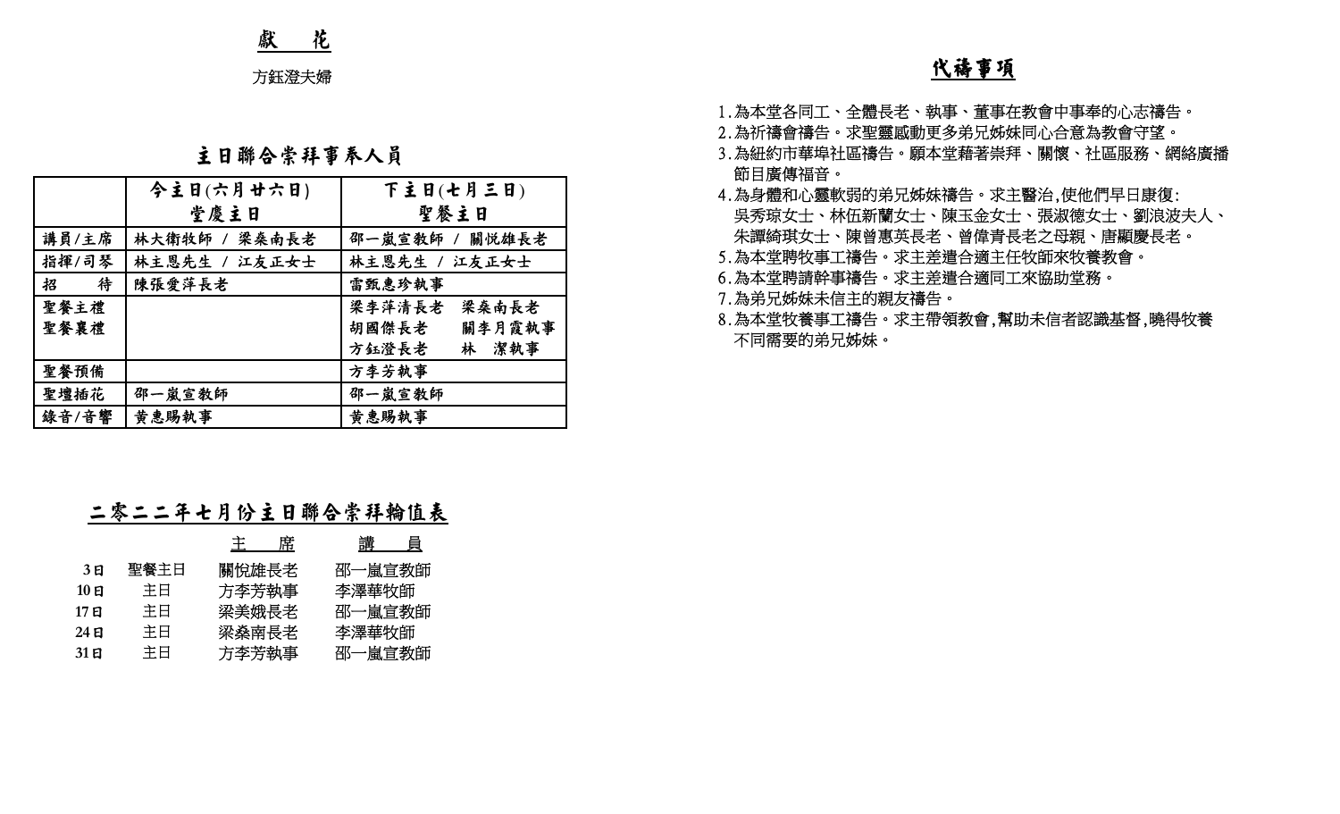## 獻　花

方鈺澄夫婦

## 主日聯合崇拜事奉人員

| | 今主日(六月廿六日) 堂慶主日 | 下主日(七月三日) 聖餐主日 |
|---|---|---|
| 講員/主席 | 林大衛牧師 / 梁燊南長老 | 邵一嵐宣教師 / 關悅雄長老 |
| 指揮/司琴 | 林主恩先生 / 江友正女士 | 林主恩先生 / 江友正女士 |
| 招　　待 | 陳張愛萍長老 | 雷甄惠珍執事 |
| 聖餐主禮 聖餐襄禮 | | 梁李萍清長老　梁燊南長老 胡國傑長老　關李月霞執事 方鈺澄長老　林　潔執事 |
| 聖餐預備 | | 方李芳執事 |
| 聖壇插花 | 邵一嵐宣教師 | 邵一嵐宣教師 |
| 錄音/音響 | 黃惠賜執事 | 黃惠賜執事 |

## 二零二二年七月份主日聯合崇拜輪值表

| | | 主　席 | 講　員 |
|---|---|---|---|
| 3日 | 聖餐主日 | 關悅雄長老 | 邵一嵐宣教師 |
| 10日 | 主日 | 方李芳執事 | 李澤華牧師 |
| 17日 | 主日 | 梁美娥長老 | 邵一嵐宣教師 |
| 24日 | 主日 | 梁燊南長老 | 李澤華牧師 |
| 31日 | 主日 | 方李芳執事 | 邵一嵐宣教師 |

## 代禱事項

1. 為本堂各同工、全體長老、執事、董事在教會中事奉的心志禱告。
2. 為祈禱會禱告。求聖靈感動更多弟兄姊妹同心合意為教會守望。
3. 為紐約市華埠社區禱告。願本堂藉著崇拜、關懷、社區服務、網絡廣播節目廣傳福音。
4. 為身體和心靈軟弱的弟兄姊妹禱告。求主醫治,使他們早日康復: 吳秀琼女士、林伍新蘭女士、陳玉金女士、張淑德女士、劉浪波夫人、朱譚綺琪女士、陳曾惠英長老、曾偉青長老之母親、唐顯慶長老。
5. 為本堂聘牧事工禱告。求主差遣合適主任牧師來牧養教會。
6. 為本堂聘請幹事禱告。求主差遣合適同工來協助堂務。
7. 為弟兄姊妹未信主的親友禱告。
8. 為本堂牧養事工禱告。求主帶領教會,幫助未信者認識基督,曉得牧養不同需要的弟兄姊妹。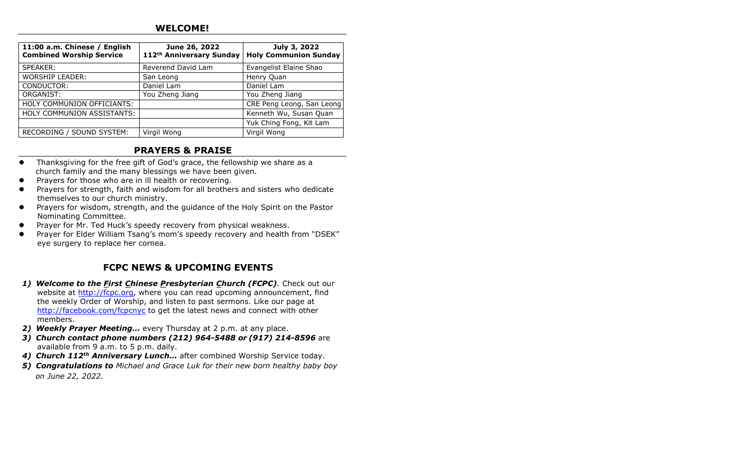## WELCOME!

| 11:00 a.m. Chinese / English Combined Worship Service | June 26, 2022 112th Anniversary Sunday | July 3, 2022 Holy Communion Sunday |
|---|---|---|
| SPEAKER: | Reverend David Lam | Evangelist Elaine Shao |
| WORSHIP LEADER: | San Leong | Henry Quan |
| CONDUCTOR: | Daniel Lam | Daniel Lam |
| ORGANIST: | You Zheng Jiang | You Zheng Jiang |
| HOLY COMMUNION OFFICIANTS: | | CRE Peng Leong, San Leong |
| HOLY COMMUNION ASSISTANTS: | | Kenneth Wu, Susan Quan |
| | | Yuk Ching Fong, Kit Lam |
| RECORDING / SOUND SYSTEM: | Virgil Wong | Virgil Wong |

## PRAYERS & PRAISE

- Thanksgiving for the free gift of God's grace, the fellowship we share as a church family and the many blessings we have been given.
- Prayers for those who are in ill health or recovering.
- Prayers for strength, faith and wisdom for all brothers and sisters who dedicate themselves to our church ministry.
- Prayers for wisdom, strength, and the guidance of the Holy Spirit on the Pastor Nominating Committee.
- Prayer for Mr. Ted Huck's speedy recovery from physical weakness.
- Prayer for Elder William Tsang's mom's speedy recovery and health from "DSEK" eye surgery to replace her cornea.

## FCPC NEWS & UPCOMING EVENTS

1) ***Welcome to the First Chinese Presbyterian Church (FCPC)**.* Check out our website at http://fcpc.org, where you can read upcoming announcement, find the weekly Order of Worship, and listen to past sermons. Like our page at http://facebook.com/fcpcnyc to get the latest news and connect with other members.
2) ***Weekly Prayer Meeting…*** every Thursday at 2 p.m. at any place.
3) ***Church contact phone numbers (212) 964-5488 or (917) 214-8596*** are available from 9 a.m. to 5 p.m. daily.
4) ***Church 112th Anniversary Lunch…*** after combined Worship Service today.
5) ***Congratulations to** Michael and Grace Luk for their new born healthy baby boy on June 22, 2022.*